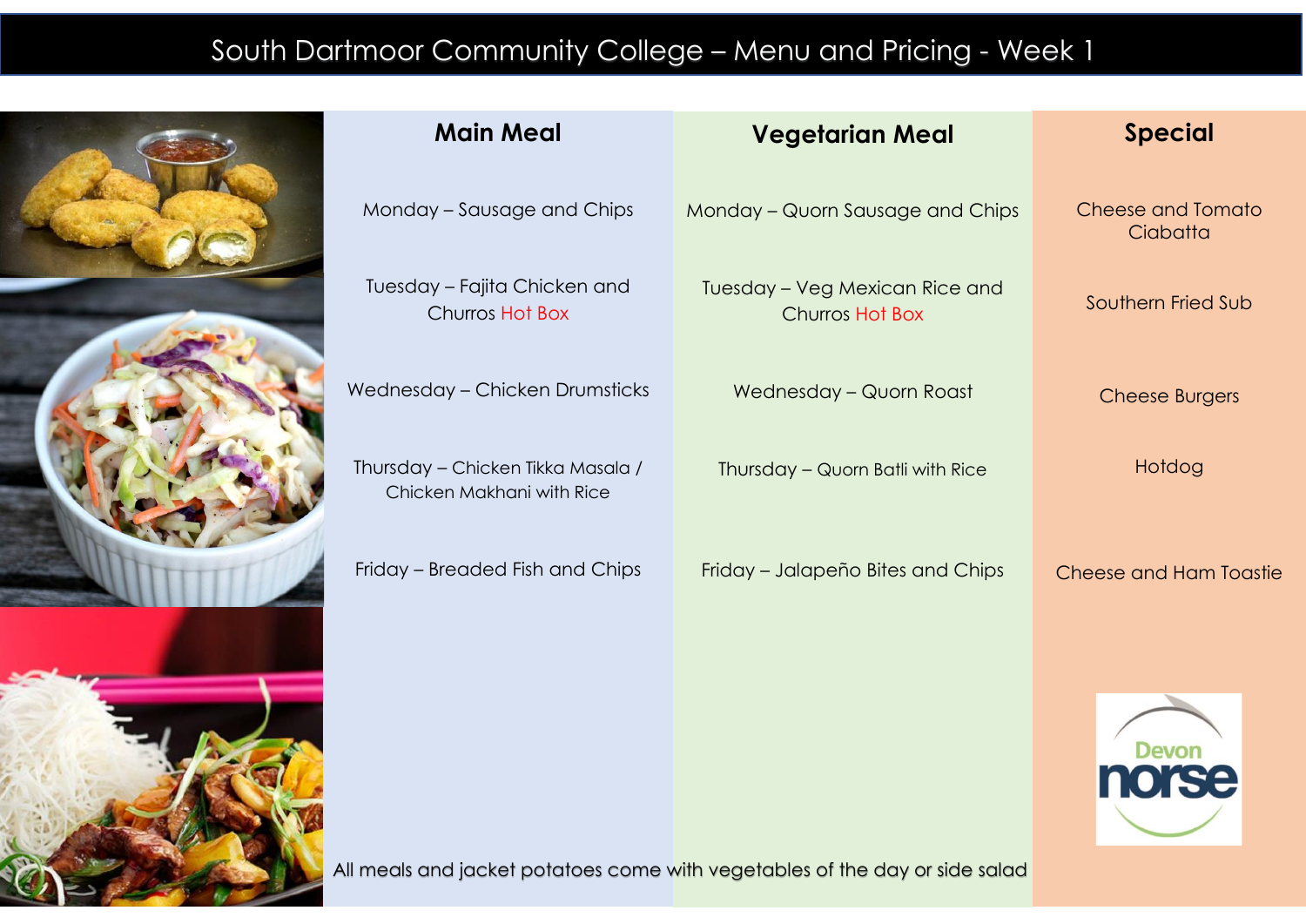# South Dartmoor Community College – Menu and Pricing - Week 1

| Main Meal | Vegetarian Meal | Special |
| --- | --- | --- |
| Monday – Sausage and Chips | Monday – Quorn Sausage and Chips | Cheese and Tomato Ciabatta |
| Tuesday – Fajita Chicken and Churros Hot Box | Tuesday – Veg Mexican Rice and Churros Hot Box | Southern Fried Sub |
| Wednesday – Chicken Drumsticks | Wednesday – Quorn Roast | Cheese Burgers |
| Thursday – Chicken Tikka Masala / Chicken Makhani with Rice | Thursday – Quorn Batli with Rice | Hotdog |
| Friday – Breaded Fish and Chips | Friday – Jalapeño Bites and Chips | Cheese and Ham Toastie |

All meals and jacket potatoes come with vegetables of the day or side salad

Devon norse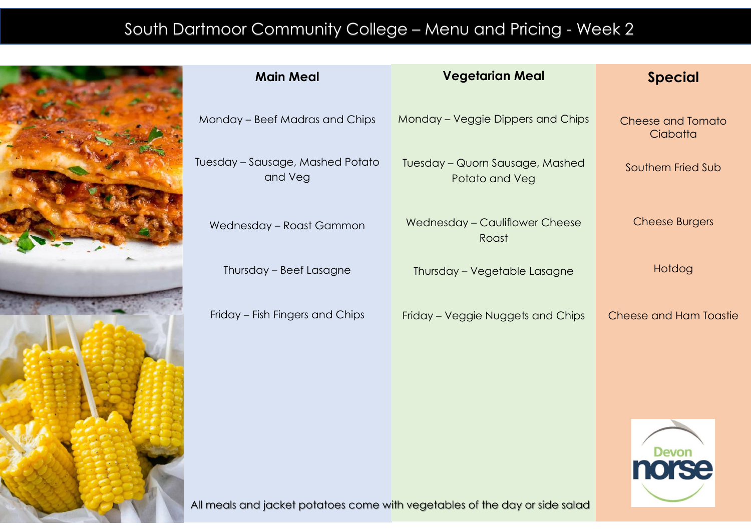# South Dartmoor Community College – Menu and Pricing - Week 2

| Main Meal | Vegetarian Meal | Special |
| --- | --- | --- |
| Monday – Beef Madras and Chips | Monday – Veggie Dippers and Chips | Cheese and Tomato Ciabatta |
| Tuesday – Sausage, Mashed Potato and Veg | Tuesday – Quorn Sausage, Mashed Potato and Veg | Southern Fried Sub |
| Wednesday – Roast Gammon | Wednesday – Cauliflower Cheese Roast | Cheese Burgers |
| Thursday – Beef Lasagne | Thursday – Vegetable Lasagne | Hotdog |
| Friday – Fish Fingers and Chips | Friday – Veggie Nuggets and Chips | Cheese and Ham Toastie |

All meals and jacket potatoes come with vegetables of the day or side salad

Devon norse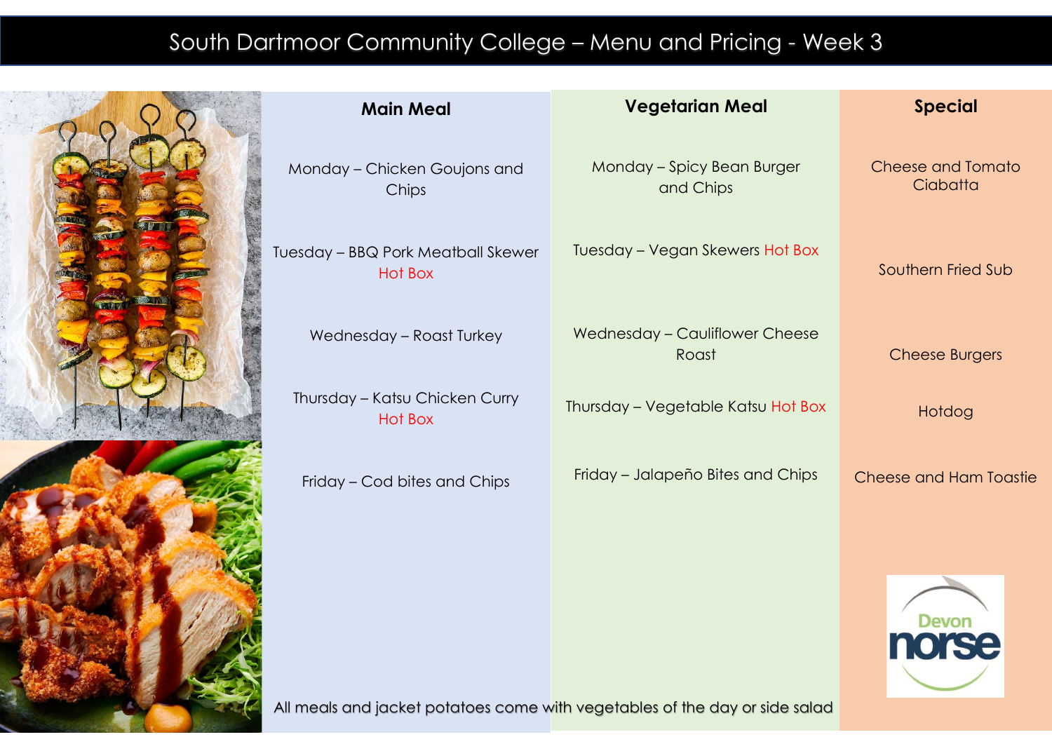# South Dartmoor Community College – Menu and Pricing - Week 3

| Main Meal | Vegetarian Meal | Special |
| --- | --- | --- |
| Monday – Chicken Goujons and Chips | Monday – Spicy Bean Burger and Chips | Cheese and Tomato Ciabatta |
| Tuesday – BBQ Pork Meatball Skewer Hot Box | Tuesday – Vegan Skewers Hot Box | Southern Fried Sub |
| Wednesday – Roast Turkey | Wednesday – Cauliflower Cheese Roast | Cheese Burgers |
| Thursday – Katsu Chicken Curry Hot Box | Thursday – Vegetable Katsu Hot Box | Hotdog |
| Friday – Cod bites and Chips | Friday – Jalapeño Bites and Chips | Cheese and Ham Toastie |

All meals and jacket potatoes come with vegetables of the day or side salad

Devon norse